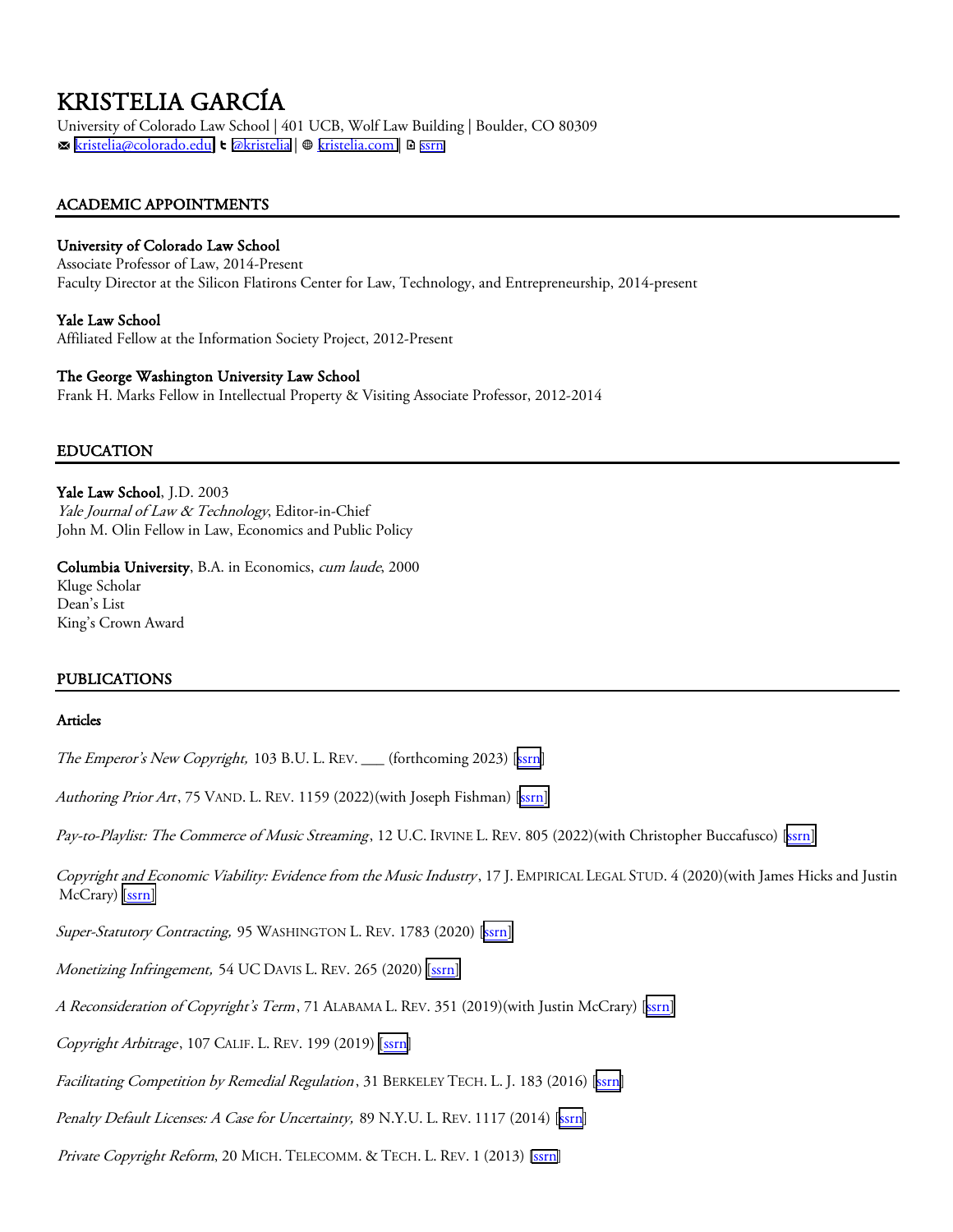# KRISTELIA GARCÍA

University of Colorado Law School | 401 UCB, Wolf Law Building | Boulder, CO 80309
✉ [kristelia@colorado.edu] | @kristelia | kristelia.com | ssrn

## ACADEMIC APPOINTMENTS

**University of Colorado Law School**
Associate Professor of Law, 2014-Present
Faculty Director at the Silicon Flatirons Center for Law, Technology, and Entrepreneurship, 2014-present

**Yale Law School**
Affiliated Fellow at the Information Society Project, 2012-Present

**The George Washington University Law School**
Frank H. Marks Fellow in Intellectual Property & Visiting Associate Professor, 2012-2014

## EDUCATION

**Yale Law School**, J.D. 2003
*Yale Journal of Law & Technology*, Editor-in-Chief
John M. Olin Fellow in Law, Economics and Public Policy

**Columbia University**, B.A. in Economics, *cum laude*, 2000
Kluge Scholar
Dean's List
King's Crown Award

## PUBLICATIONS

### Articles

*The Emperor's New Copyright,* 103 B.U. L. REV. ___ (forthcoming 2023) [ssrn]

*Authoring Prior Art*, 75 VAND. L. REV. 1159 (2022)(with Joseph Fishman) [ssrn]

*Pay-to-Playlist: The Commerce of Music Streaming*, 12 U.C. IRVINE L. REV. 805 (2022)(with Christopher Buccafusco) [ssrn]

*Copyright and Economic Viability: Evidence from the Music Industry*, 17 J. EMPIRICAL LEGAL STUD. 4 (2020)(with James Hicks and Justin McCrary) [ssrn]

*Super-Statutory Contracting,* 95 WASHINGTON L. REV. 1783 (2020) [ssrn]

*Monetizing Infringement,* 54 UC DAVIS L. REV. 265 (2020) [ssrn]

*A Reconsideration of Copyright's Term*, 71 ALABAMA L. REV. 351 (2019)(with Justin McCrary) [ssrn]

*Copyright Arbitrage*, 107 CALIF. L. REV. 199 (2019) [ssrn]

*Facilitating Competition by Remedial Regulation*, 31 BERKELEY TECH. L. J. 183 (2016) [ssrn]

*Penalty Default Licenses: A Case for Uncertainty,* 89 N.Y.U. L. REV. 1117 (2014) [ssrn]

*Private Copyright Reform*, 20 MICH. TELECOMM. & TECH. L. REV. 1 (2013) [ssrn]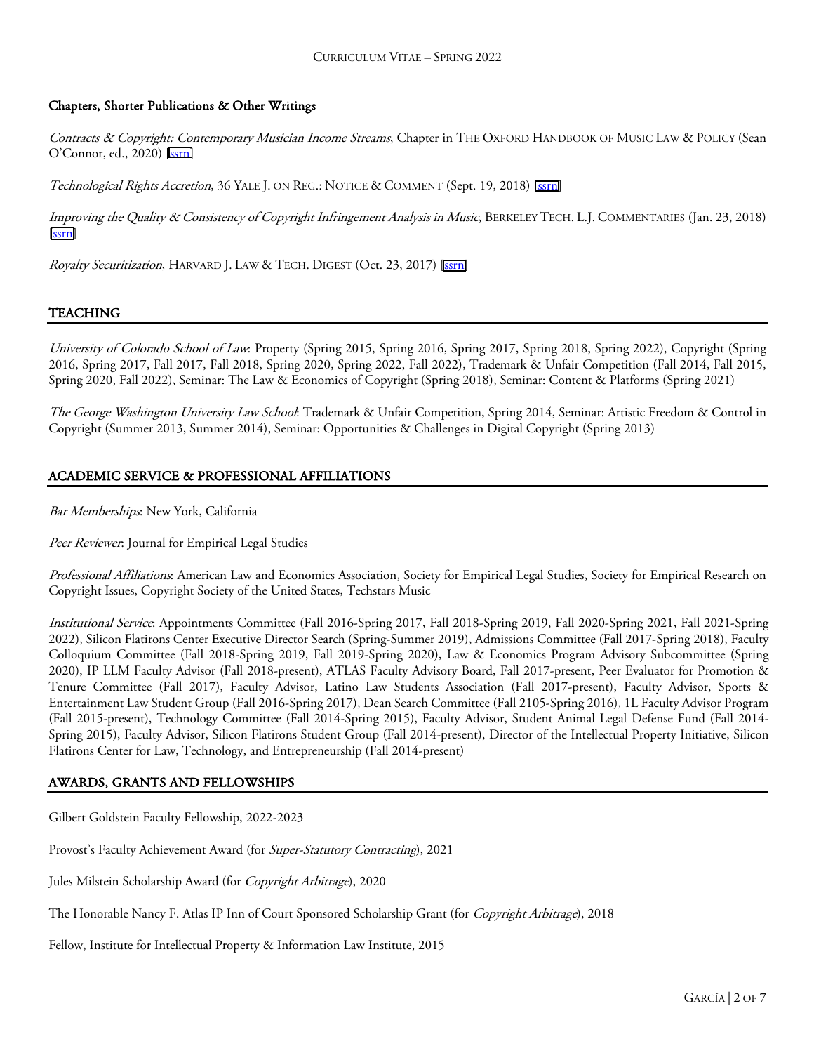### Chapters, Shorter Publications & Other Writings

*Contracts & Copyright: Contemporary Musician Income Streams*, Chapter in THE OXFORD HANDBOOK OF MUSIC LAW & POLICY (Sean O'Connor, ed., 2020) [ssrn]

*Technological Rights Accretion*, 36 YALE J. ON REG.: NOTICE & COMMENT (Sept. 19, 2018) [ssrn]

*Improving the Quality & Consistency of Copyright Infringement Analysis in Music*, BERKELEY TECH. L.J. COMMENTARIES (Jan. 23, 2018) [ssrn]

*Royalty Securitization*, HARVARD J. LAW & TECH. DIGEST (Oct. 23, 2017) [ssrn]

## TEACHING

*University of Colorado School of Law*: Property (Spring 2015, Spring 2016, Spring 2017, Spring 2018, Spring 2022), Copyright (Spring 2016, Spring 2017, Fall 2017, Fall 2018, Spring 2020, Spring 2022, Fall 2022), Trademark & Unfair Competition (Fall 2014, Fall 2015, Spring 2020, Fall 2022), Seminar: The Law & Economics of Copyright (Spring 2018), Seminar: Content & Platforms (Spring 2021)

*The George Washington University Law School*: Trademark & Unfair Competition, Spring 2014, Seminar: Artistic Freedom & Control in Copyright (Summer 2013, Summer 2014), Seminar: Opportunities & Challenges in Digital Copyright (Spring 2013)

## ACADEMIC SERVICE & PROFESSIONAL AFFILIATIONS

*Bar Memberships*: New York, California

*Peer Reviewer*: Journal for Empirical Legal Studies

*Professional Affiliations*: American Law and Economics Association, Society for Empirical Legal Studies, Society for Empirical Research on Copyright Issues, Copyright Society of the United States, Techstars Music

*Institutional Service*: Appointments Committee (Fall 2016-Spring 2017, Fall 2018-Spring 2019, Fall 2020-Spring 2021, Fall 2021-Spring 2022), Silicon Flatirons Center Executive Director Search (Spring-Summer 2019), Admissions Committee (Fall 2017-Spring 2018), Faculty Colloquium Committee (Fall 2018-Spring 2019, Fall 2019-Spring 2020), Law & Economics Program Advisory Subcommittee (Spring 2020), IP LLM Faculty Advisor (Fall 2018-present), ATLAS Faculty Advisory Board, Fall 2017-present, Peer Evaluator for Promotion & Tenure Committee (Fall 2017), Faculty Advisor, Latino Law Students Association (Fall 2017-present), Faculty Advisor, Sports & Entertainment Law Student Group (Fall 2016-Spring 2017), Dean Search Committee (Fall 2105-Spring 2016), 1L Faculty Advisor Program (Fall 2015-present), Technology Committee (Fall 2014-Spring 2015), Faculty Advisor, Student Animal Legal Defense Fund (Fall 2014-Spring 2015), Faculty Advisor, Silicon Flatirons Student Group (Fall 2014-present), Director of the Intellectual Property Initiative, Silicon Flatirons Center for Law, Technology, and Entrepreneurship (Fall 2014-present)

## AWARDS, GRANTS AND FELLOWSHIPS

Gilbert Goldstein Faculty Fellowship, 2022-2023

Provost's Faculty Achievement Award (for *Super-Statutory Contracting*), 2021

Jules Milstein Scholarship Award (for *Copyright Arbitrage*), 2020

The Honorable Nancy F. Atlas IP Inn of Court Sponsored Scholarship Grant (for *Copyright Arbitrage*), 2018

Fellow, Institute for Intellectual Property & Information Law Institute, 2015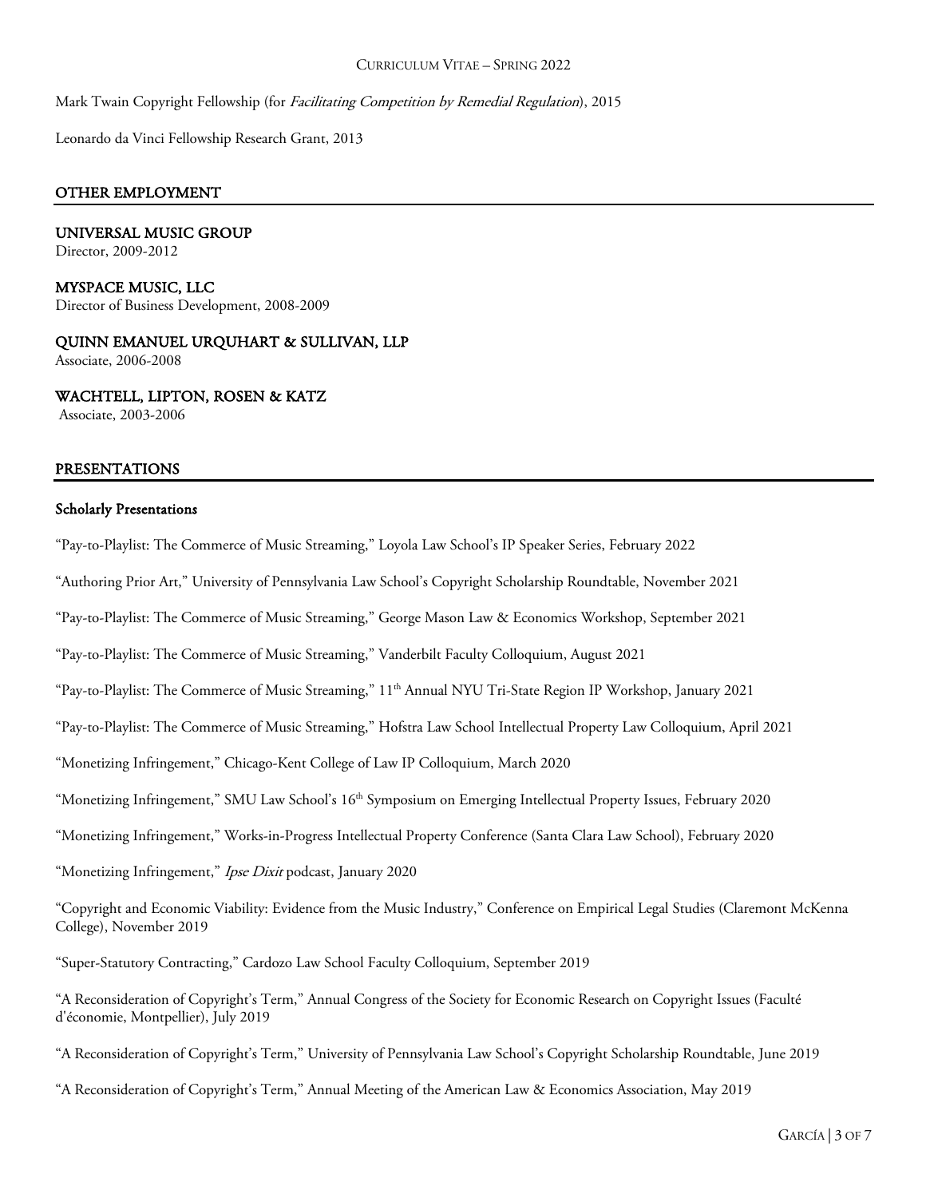Mark Twain Copyright Fellowship (for *Facilitating Competition by Remedial Regulation*), 2015

Leonardo da Vinci Fellowship Research Grant, 2013

## OTHER EMPLOYMENT

**UNIVERSAL MUSIC GROUP**
Director, 2009-2012

**MYSPACE MUSIC, LLC**
Director of Business Development, 2008-2009

**QUINN EMANUEL URQUHART & SULLIVAN, LLP**
Associate, 2006-2008

**WACHTELL, LIPTON, ROSEN & KATZ**
Associate, 2003-2006

## PRESENTATIONS

### Scholarly Presentations

"Pay-to-Playlist: The Commerce of Music Streaming," Loyola Law School's IP Speaker Series, February 2022

"Authoring Prior Art," University of Pennsylvania Law School's Copyright Scholarship Roundtable, November 2021

"Pay-to-Playlist: The Commerce of Music Streaming," George Mason Law & Economics Workshop, September 2021

"Pay-to-Playlist: The Commerce of Music Streaming," Vanderbilt Faculty Colloquium, August 2021

"Pay-to-Playlist: The Commerce of Music Streaming," 11th Annual NYU Tri-State Region IP Workshop, January 2021

"Pay-to-Playlist: The Commerce of Music Streaming," Hofstra Law School Intellectual Property Law Colloquium, April 2021

"Monetizing Infringement," Chicago-Kent College of Law IP Colloquium, March 2020

"Monetizing Infringement," SMU Law School's 16th Symposium on Emerging Intellectual Property Issues, February 2020

"Monetizing Infringement," Works-in-Progress Intellectual Property Conference (Santa Clara Law School), February 2020

"Monetizing Infringement," *Ipse Dixit* podcast, January 2020

"Copyright and Economic Viability: Evidence from the Music Industry," Conference on Empirical Legal Studies (Claremont McKenna College), November 2019

"Super-Statutory Contracting," Cardozo Law School Faculty Colloquium, September 2019

"A Reconsideration of Copyright's Term," Annual Congress of the Society for Economic Research on Copyright Issues (Faculté d'économie, Montpellier), July 2019

"A Reconsideration of Copyright's Term," University of Pennsylvania Law School's Copyright Scholarship Roundtable, June 2019

"A Reconsideration of Copyright's Term," Annual Meeting of the American Law & Economics Association, May 2019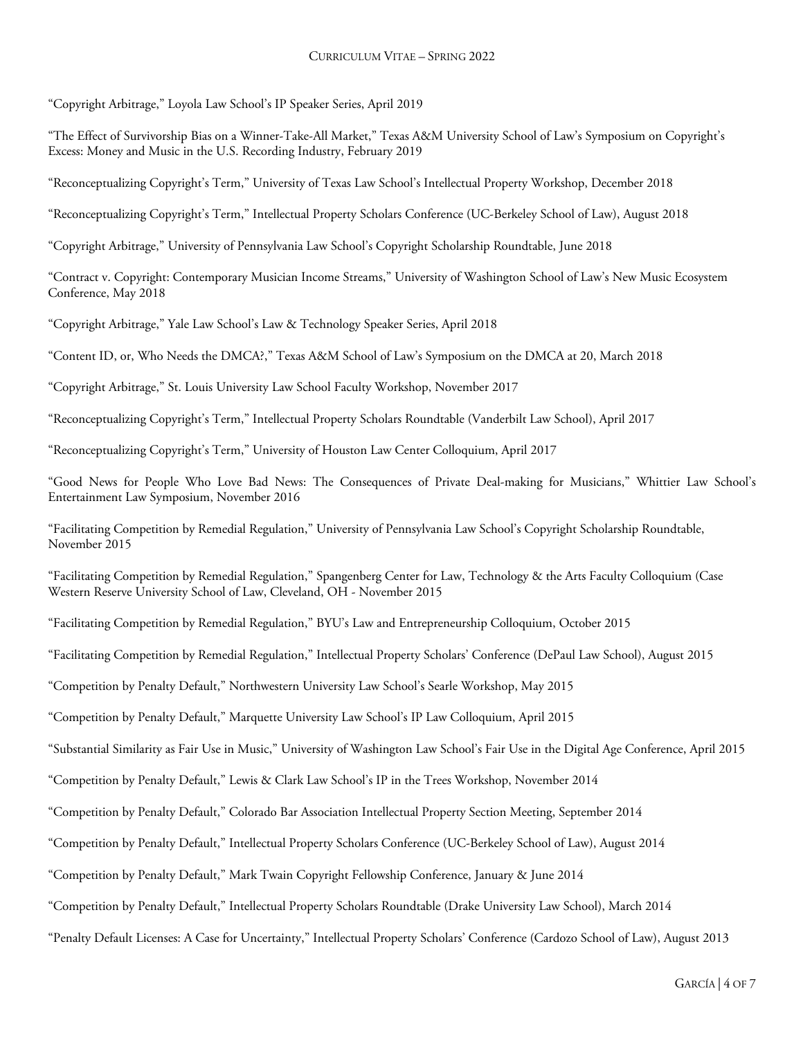"Copyright Arbitrage," Loyola Law School's IP Speaker Series, April 2019

"The Effect of Survivorship Bias on a Winner-Take-All Market," Texas A&M University School of Law's Symposium on Copyright's Excess: Money and Music in the U.S. Recording Industry, February 2019

"Reconceptualizing Copyright's Term," University of Texas Law School's Intellectual Property Workshop, December 2018

"Reconceptualizing Copyright's Term," Intellectual Property Scholars Conference (UC-Berkeley School of Law), August 2018

"Copyright Arbitrage," University of Pennsylvania Law School's Copyright Scholarship Roundtable, June 2018

"Contract v. Copyright: Contemporary Musician Income Streams," University of Washington School of Law's New Music Ecosystem Conference, May 2018

"Copyright Arbitrage," Yale Law School's Law & Technology Speaker Series, April 2018

"Content ID, or, Who Needs the DMCA?," Texas A&M School of Law's Symposium on the DMCA at 20, March 2018

"Copyright Arbitrage," St. Louis University Law School Faculty Workshop, November 2017

"Reconceptualizing Copyright's Term," Intellectual Property Scholars Roundtable (Vanderbilt Law School), April 2017

"Reconceptualizing Copyright's Term," University of Houston Law Center Colloquium, April 2017

"Good News for People Who Love Bad News: The Consequences of Private Deal-making for Musicians," Whittier Law School's Entertainment Law Symposium, November 2016

"Facilitating Competition by Remedial Regulation," University of Pennsylvania Law School's Copyright Scholarship Roundtable, November 2015

"Facilitating Competition by Remedial Regulation," Spangenberg Center for Law, Technology & the Arts Faculty Colloquium (Case Western Reserve University School of Law, Cleveland, OH - November 2015

"Facilitating Competition by Remedial Regulation," BYU's Law and Entrepreneurship Colloquium, October 2015

"Facilitating Competition by Remedial Regulation," Intellectual Property Scholars' Conference (DePaul Law School), August 2015

"Competition by Penalty Default," Northwestern University Law School's Searle Workshop, May 2015

"Competition by Penalty Default," Marquette University Law School's IP Law Colloquium, April 2015

"Substantial Similarity as Fair Use in Music," University of Washington Law School's Fair Use in the Digital Age Conference, April 2015

"Competition by Penalty Default," Lewis & Clark Law School's IP in the Trees Workshop, November 2014

"Competition by Penalty Default," Colorado Bar Association Intellectual Property Section Meeting, September 2014

"Competition by Penalty Default," Intellectual Property Scholars Conference (UC-Berkeley School of Law), August 2014

"Competition by Penalty Default," Mark Twain Copyright Fellowship Conference, January & June 2014

"Competition by Penalty Default," Intellectual Property Scholars Roundtable (Drake University Law School), March 2014

"Penalty Default Licenses: A Case for Uncertainty," Intellectual Property Scholars' Conference (Cardozo School of Law), August 2013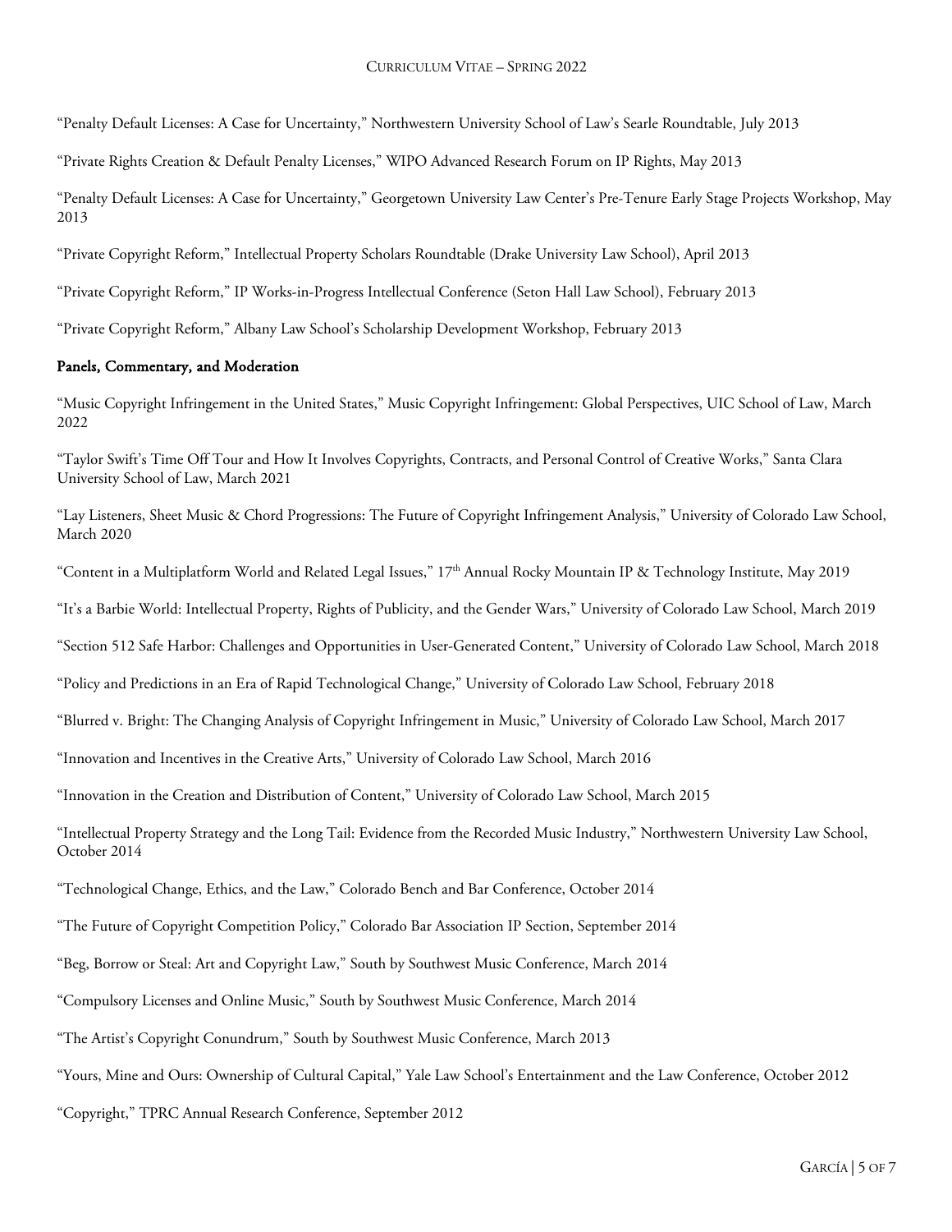"Penalty Default Licenses: A Case for Uncertainty," Northwestern University School of Law's Searle Roundtable, July 2013

"Private Rights Creation & Default Penalty Licenses," WIPO Advanced Research Forum on IP Rights, May 2013

"Penalty Default Licenses: A Case for Uncertainty," Georgetown University Law Center's Pre-Tenure Early Stage Projects Workshop, May 2013

"Private Copyright Reform," Intellectual Property Scholars Roundtable (Drake University Law School), April 2013

"Private Copyright Reform," IP Works-in-Progress Intellectual Conference (Seton Hall Law School), February 2013

"Private Copyright Reform," Albany Law School's Scholarship Development Workshop, February 2013

### Panels, Commentary, and Moderation

"Music Copyright Infringement in the United States," Music Copyright Infringement: Global Perspectives, UIC School of Law, March 2022

"Taylor Swift's Time Off Tour and How It Involves Copyrights, Contracts, and Personal Control of Creative Works," Santa Clara University School of Law, March 2021

"Lay Listeners, Sheet Music & Chord Progressions: The Future of Copyright Infringement Analysis," University of Colorado Law School, March 2020

"Content in a Multiplatform World and Related Legal Issues," 17th Annual Rocky Mountain IP & Technology Institute, May 2019

"It's a Barbie World: Intellectual Property, Rights of Publicity, and the Gender Wars," University of Colorado Law School, March 2019

"Section 512 Safe Harbor: Challenges and Opportunities in User-Generated Content," University of Colorado Law School, March 2018

"Policy and Predictions in an Era of Rapid Technological Change," University of Colorado Law School, February 2018

"Blurred v. Bright: The Changing Analysis of Copyright Infringement in Music," University of Colorado Law School, March 2017

"Innovation and Incentives in the Creative Arts," University of Colorado Law School, March 2016

"Innovation in the Creation and Distribution of Content," University of Colorado Law School, March 2015

"Intellectual Property Strategy and the Long Tail: Evidence from the Recorded Music Industry," Northwestern University Law School, October 2014

"Technological Change, Ethics, and the Law," Colorado Bench and Bar Conference, October 2014

"The Future of Copyright Competition Policy," Colorado Bar Association IP Section, September 2014

"Beg, Borrow or Steal: Art and Copyright Law," South by Southwest Music Conference, March 2014

"Compulsory Licenses and Online Music," South by Southwest Music Conference, March 2014

"The Artist's Copyright Conundrum," South by Southwest Music Conference, March 2013

"Yours, Mine and Ours: Ownership of Cultural Capital," Yale Law School's Entertainment and the Law Conference, October 2012

"Copyright," TPRC Annual Research Conference, September 2012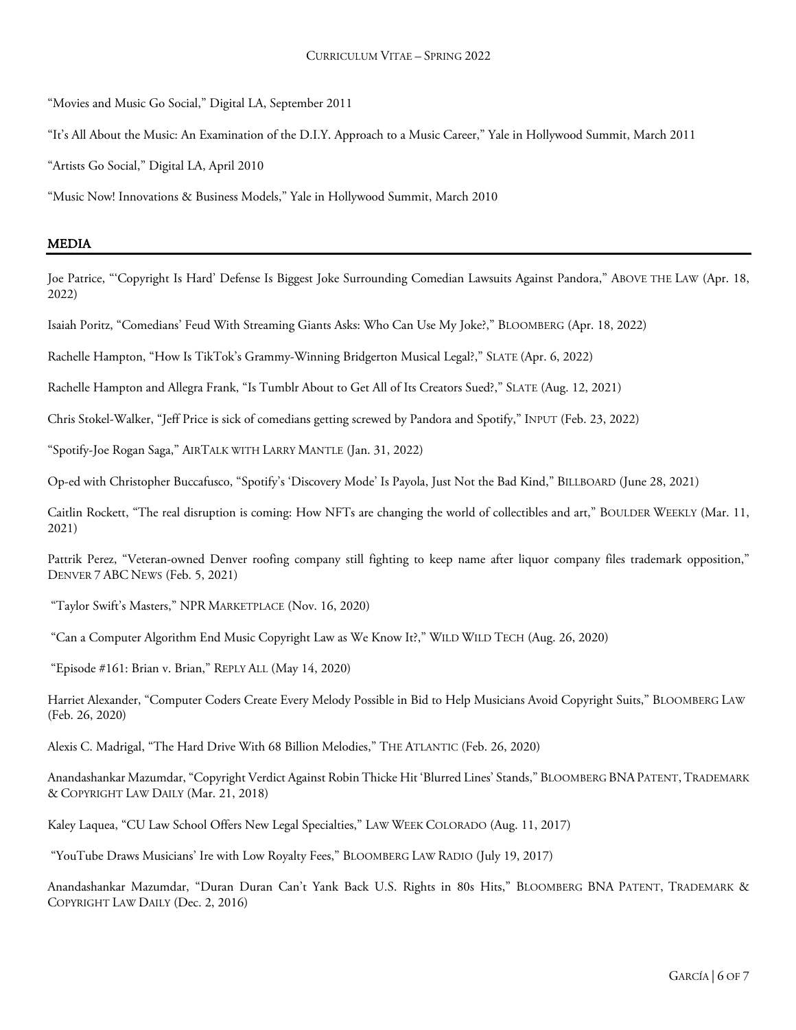"Movies and Music Go Social," Digital LA, September 2011

"It's All About the Music: An Examination of the D.I.Y. Approach to a Music Career," Yale in Hollywood Summit, March 2011

"Artists Go Social," Digital LA, April 2010

"Music Now! Innovations & Business Models," Yale in Hollywood Summit, March 2010

## MEDIA

Joe Patrice, "'Copyright Is Hard' Defense Is Biggest Joke Surrounding Comedian Lawsuits Against Pandora," ABOVE THE LAW (Apr. 18, 2022)

Isaiah Poritz, "Comedians' Feud With Streaming Giants Asks: Who Can Use My Joke?," BLOOMBERG (Apr. 18, 2022)

Rachelle Hampton, "How Is TikTok's Grammy-Winning Bridgerton Musical Legal?," SLATE (Apr. 6, 2022)

Rachelle Hampton and Allegra Frank, "Is Tumblr About to Get All of Its Creators Sued?," SLATE (Aug. 12, 2021)

Chris Stokel-Walker, "Jeff Price is sick of comedians getting screwed by Pandora and Spotify," INPUT (Feb. 23, 2022)

"Spotify-Joe Rogan Saga," AIRTALK WITH LARRY MANTLE (Jan. 31, 2022)

Op-ed with Christopher Buccafusco, "Spotify's 'Discovery Mode' Is Payola, Just Not the Bad Kind," BILLBOARD (June 28, 2021)

Caitlin Rockett, "The real disruption is coming: How NFTs are changing the world of collectibles and art," BOULDER WEEKLY (Mar. 11, 2021)

Pattrik Perez, "Veteran-owned Denver roofing company still fighting to keep name after liquor company files trademark opposition," DENVER 7 ABC NEWS (Feb. 5, 2021)

"Taylor Swift's Masters," NPR MARKETPLACE (Nov. 16, 2020)

"Can a Computer Algorithm End Music Copyright Law as We Know It?," WILD WILD TECH (Aug. 26, 2020)

"Episode #161: Brian v. Brian," REPLY ALL (May 14, 2020)

Harriet Alexander, "Computer Coders Create Every Melody Possible in Bid to Help Musicians Avoid Copyright Suits," BLOOMBERG LAW (Feb. 26, 2020)

Alexis C. Madrigal, "The Hard Drive With 68 Billion Melodies," THE ATLANTIC (Feb. 26, 2020)

Anandashankar Mazumdar, "Copyright Verdict Against Robin Thicke Hit 'Blurred Lines' Stands," BLOOMBERG BNA PATENT, TRADEMARK & COPYRIGHT LAW DAILY (Mar. 21, 2018)

Kaley Laquea, "CU Law School Offers New Legal Specialties," LAW WEEK COLORADO (Aug. 11, 2017)

"YouTube Draws Musicians' Ire with Low Royalty Fees," BLOOMBERG LAW RADIO (July 19, 2017)

Anandashankar Mazumdar, "Duran Duran Can't Yank Back U.S. Rights in 80s Hits," BLOOMBERG BNA PATENT, TRADEMARK & COPYRIGHT LAW DAILY (Dec. 2, 2016)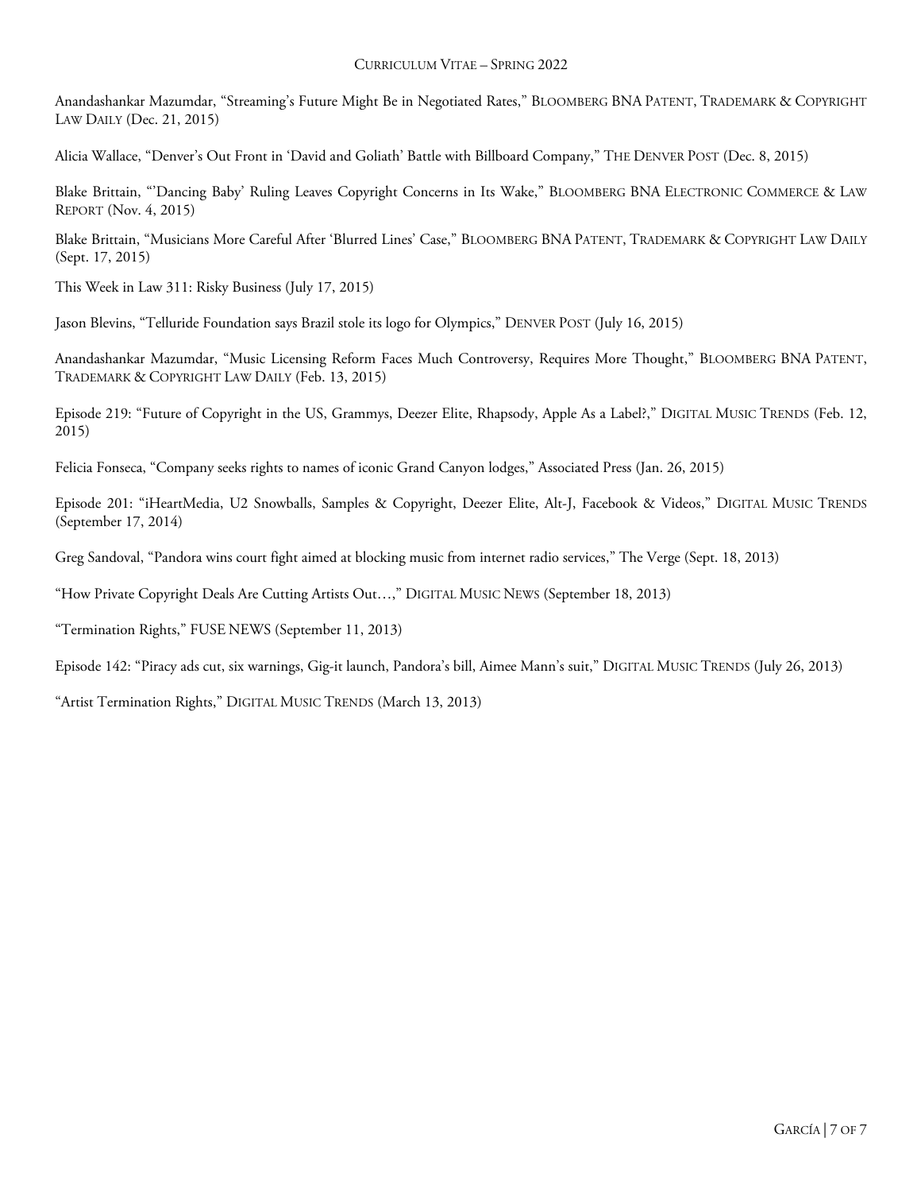Anandashankar Mazumdar, “Streaming’s Future Might Be in Negotiated Rates,” BLOOMBERG BNA PATENT, TRADEMARK & COPYRIGHT LAW DAILY (Dec. 21, 2015)

Alicia Wallace, “Denver’s Out Front in ‘David and Goliath’ Battle with Billboard Company,” THE DENVER POST (Dec. 8, 2015)

Blake Brittain, “’Dancing Baby’ Ruling Leaves Copyright Concerns in Its Wake,” BLOOMBERG BNA ELECTRONIC COMMERCE & LAW REPORT (Nov. 4, 2015)

Blake Brittain, “Musicians More Careful After ‘Blurred Lines’ Case,” BLOOMBERG BNA PATENT, TRADEMARK & COPYRIGHT LAW DAILY (Sept. 17, 2015)

This Week in Law 311: Risky Business (July 17, 2015)

Jason Blevins, “Telluride Foundation says Brazil stole its logo for Olympics,” DENVER POST (July 16, 2015)

Anandashankar Mazumdar, “Music Licensing Reform Faces Much Controversy, Requires More Thought,” BLOOMBERG BNA PATENT, TRADEMARK & COPYRIGHT LAW DAILY (Feb. 13, 2015)

Episode 219: “Future of Copyright in the US, Grammys, Deezer Elite, Rhapsody, Apple As a Label?,” DIGITAL MUSIC TRENDS (Feb. 12, 2015)

Felicia Fonseca, “Company seeks rights to names of iconic Grand Canyon lodges,” Associated Press (Jan. 26, 2015)

Episode 201: “iHeartMedia, U2 Snowballs, Samples & Copyright, Deezer Elite, Alt-J, Facebook & Videos,” DIGITAL MUSIC TRENDS (September 17, 2014)

Greg Sandoval, “Pandora wins court fight aimed at blocking music from internet radio services,” The Verge (Sept. 18, 2013)

“How Private Copyright Deals Are Cutting Artists Out…,” DIGITAL MUSIC NEWS (September 18, 2013)

“Termination Rights,” FUSE NEWS (September 11, 2013)

Episode 142: “Piracy ads cut, six warnings, Gig-it launch, Pandora’s bill, Aimee Mann’s suit,” DIGITAL MUSIC TRENDS (July 26, 2013)

“Artist Termination Rights,” DIGITAL MUSIC TRENDS (March 13, 2013)